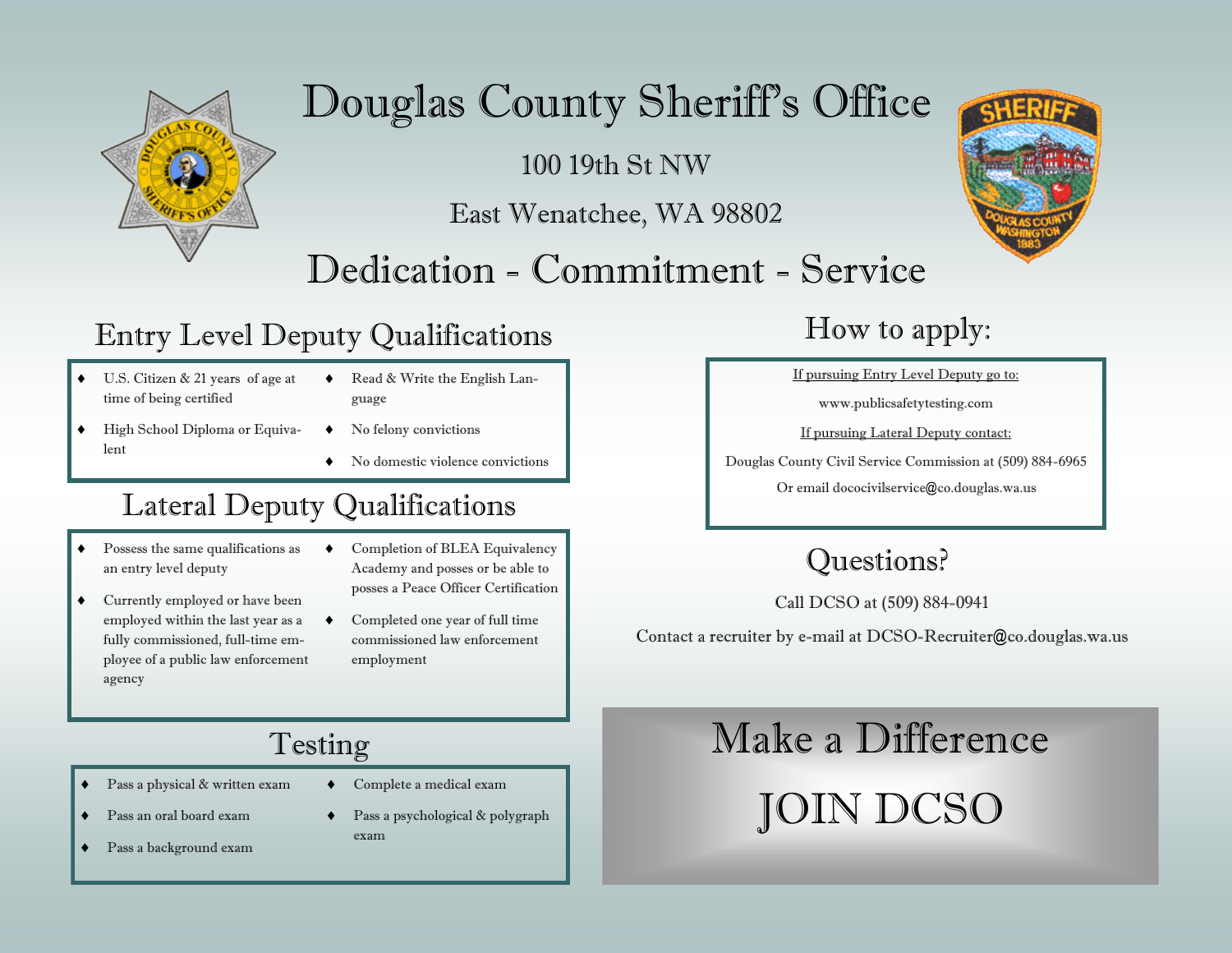# Douglas County Sheriff's Office

100 19th St NW

East Wenatchee, WA 98802

## Dedication - Commitment - Service

## Entry Level Deputy Qualifications

- U.S. Citizen & 21 years of age at time of being certified
- High School Diploma or Equivalent
- Read & Write the English Language
- No felony convictions
- No domestic violence convictions

## Lateral Deputy Qualifications

- Possess the same qualifications as an entry level deputy
- Currently employed or have been employed within the last year as a fully commissioned, full-time employee of a public law enforcement agency
- Completion of BLEA Equivalency Academy and posses or be able to posses a Peace Officer Certification
- Completed one year of full time commissioned law enforcement employment

## Testing

- Pass a physical & written exam
- Pass an oral board exam
- Pass a background exam
- Complete a medical exam
- Pass a psychological & polygraph exam

## How to apply:

If pursuing Entry Level Deputy go to:

www.publicsafetytesting.com

If pursuing Lateral Deputy contact:

Douglas County Civil Service Commission at (509) 884-6965

Or email dococivilservice@co.douglas.wa.us

## Questions?

Call DCSO at (509) 884-0941

Contact a recruiter by e-mail at DCSO-Recruiter@co.douglas.wa.us

## Make a Difference

## JOIN DCSO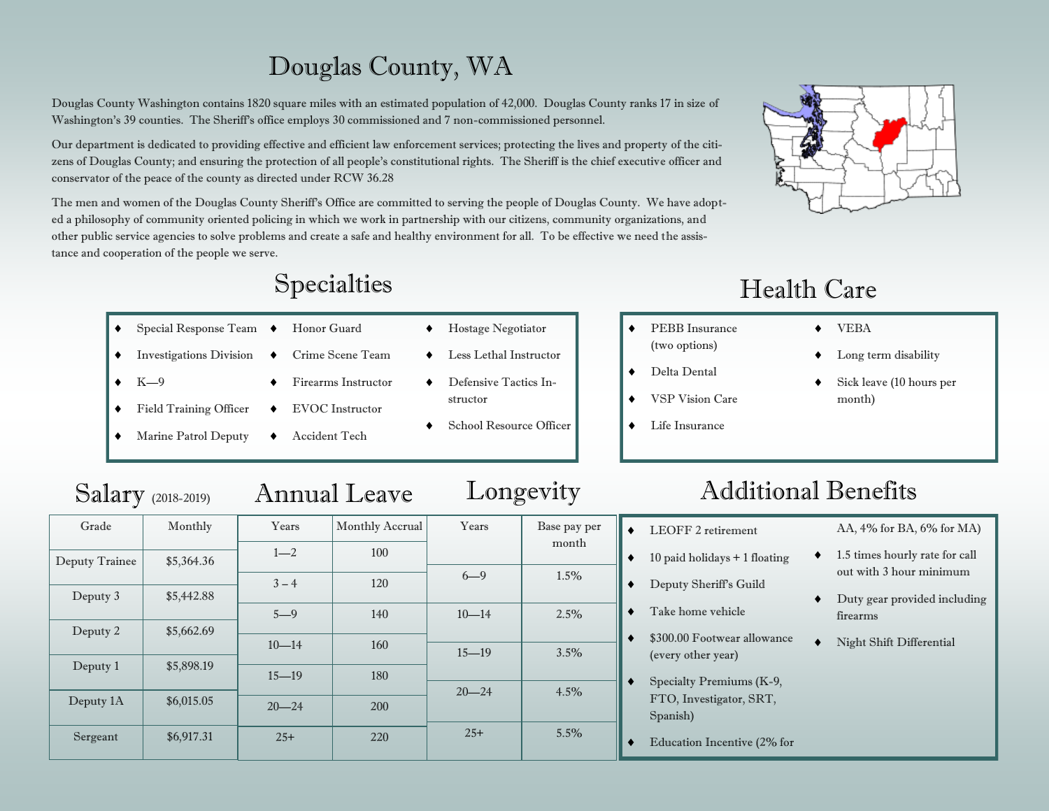# Douglas County, WA

Douglas County Washington contains 1820 square miles with an estimated population of 42,000. Douglas County ranks 17 in size of Washington's 39 counties. The Sheriff's office employs 30 commissioned and 7 non-commissioned personnel.

Our department is dedicated to providing effective and efficient law enforcement services; protecting the lives and property of the citizens of Douglas County; and ensuring the protection of all people's constitutional rights. The Sheriff is the chief executive officer and conservator of the peace of the county as directed under RCW 36.28

The men and women of the Douglas County Sheriff's Office are committed to serving the people of Douglas County. We have adopted a philosophy of community oriented policing in which we work in partnership with our citizens, community organizations, and other public service agencies to solve problems and create a safe and healthy environment for all. To be effective we need the assistance and cooperation of the people we serve.

## Specialties

- Special Response Team
- Investigations Division
- K—9
- Field Training Officer
- Marine Patrol Deputy
- Honor Guard
- Crime Scene Team
- Firearms Instructor
- EVOC Instructor
- Accident Tech
- Hostage Negotiator
- Less Lethal Instructor
- Defensive Tactics Instructor
- School Resource Officer

## Health Care

- PEBB Insurance (two options)
- Delta Dental
- VSP Vision Care
- Life Insurance
- VEBA
- Long term disability
- Sick leave (10 hours per month)

## Salary (2018-2019)

| Grade | Monthly |
|---|---|
| Deputy Trainee | $5,364.36 |
| Deputy 3 | $5,442.88 |
| Deputy 2 | $5,662.69 |
| Deputy 1 | $5,898.19 |
| Deputy 1A | $6,015.05 |
| Sergeant | $6,917.31 |

## Annual Leave

| Years | Monthly Accrual |
|---|---|
| 1—2 | 100 |
| 3 – 4 | 120 |
| 5—9 | 140 |
| 10—14 | 160 |
| 15—19 | 180 |
| 20—24 | 200 |
| 25+ | 220 |

## Longevity

| Years | Base pay per month |
|---|---|
| 6—9 | 1.5% |
| 10—14 | 2.5% |
| 15—19 | 3.5% |
| 20—24 | 4.5% |
| 25+ | 5.5% |

## Additional Benefits

- LEOFF 2 retirement
- 10 paid holidays + 1 floating
- Deputy Sheriff's Guild
- Take home vehicle
- $300.00 Footwear allowance (every other year)
- Specialty Premiums (K-9, FTO, Investigator, SRT, Spanish)
- Education Incentive (2% for AA, 4% for BA, 6% for MA)
- 1.5 times hourly rate for call out with 3 hour minimum
- Duty gear provided including firearms
- Night Shift Differential